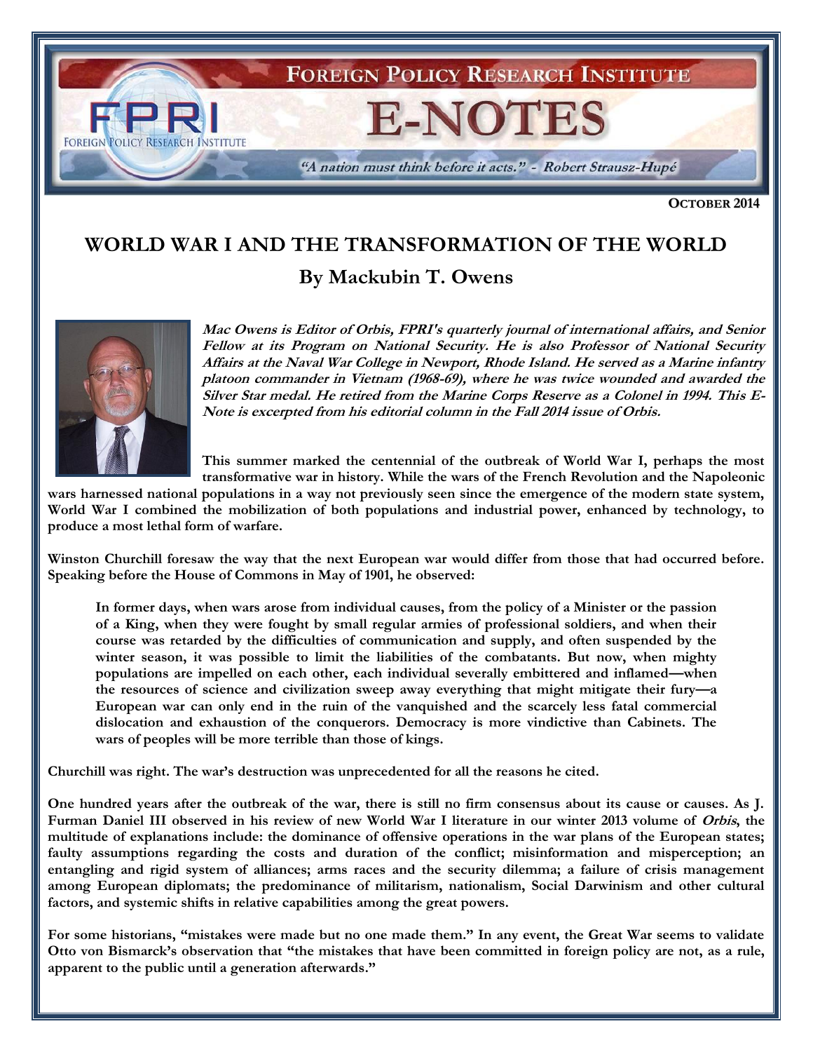FOREIGN POLICY RESEARCH INSTITUTE

E-NOTES

*"A nation must think before it acts." - Robert Strausz-Hupé*

**OCTOBER 2014**

# WORLD WAR I AND THE TRANSFORMATION OF THE WORLD

## By Mackubin T. Owens

***Mac Owens is Editor of Orbis, FPRI's quarterly journal of international affairs, and Senior Fellow at its Program on National Security. He is also Professor of National Security Affairs at the Naval War College in Newport, Rhode Island. He served as a Marine infantry platoon commander in Vietnam (1968-69), where he was twice wounded and awarded the Silver Star medal. He retired from the Marine Corps Reserve as a Colonel in 1994. This E-Note is excerpted from his editorial column in the Fall 2014 issue of Orbis.***

**This summer marked the centennial of the outbreak of World War I, perhaps the most transformative war in history. While the wars of the French Revolution and the Napoleonic wars harnessed national populations in a way not previously seen since the emergence of the modern state system, World War I combined the mobilization of both populations and industrial power, enhanced by technology, to produce a most lethal form of warfare.**

**Winston Churchill foresaw the way that the next European war would differ from those that had occurred before. Speaking before the House of Commons in May of 1901, he observed:**

> **In former days, when wars arose from individual causes, from the policy of a Minister or the passion of a King, when they were fought by small regular armies of professional soldiers, and when their course was retarded by the difficulties of communication and supply, and often suspended by the winter season, it was possible to limit the liabilities of the combatants. But now, when mighty populations are impelled on each other, each individual severally embittered and inflamed—when the resources of science and civilization sweep away everything that might mitigate their fury—a European war can only end in the ruin of the vanquished and the scarcely less fatal commercial dislocation and exhaustion of the conquerors. Democracy is more vindictive than Cabinets. The wars of peoples will be more terrible than those of kings.**

**Churchill was right. The war's destruction was unprecedented for all the reasons he cited.**

**One hundred years after the outbreak of the war, there is still no firm consensus about its cause or causes. As J. Furman Daniel III observed in his review of new World War I literature in our winter 2013 volume of *Orbis*, the multitude of explanations include: the dominance of offensive operations in the war plans of the European states; faulty assumptions regarding the costs and duration of the conflict; misinformation and misperception; an entangling and rigid system of alliances; arms races and the security dilemma; a failure of crisis management among European diplomats; the predominance of militarism, nationalism, Social Darwinism and other cultural factors, and systemic shifts in relative capabilities among the great powers.**

**For some historians, "mistakes were made but no one made them." In any event, the Great War seems to validate Otto von Bismarck's observation that "the mistakes that have been committed in foreign policy are not, as a rule, apparent to the public until a generation afterwards."**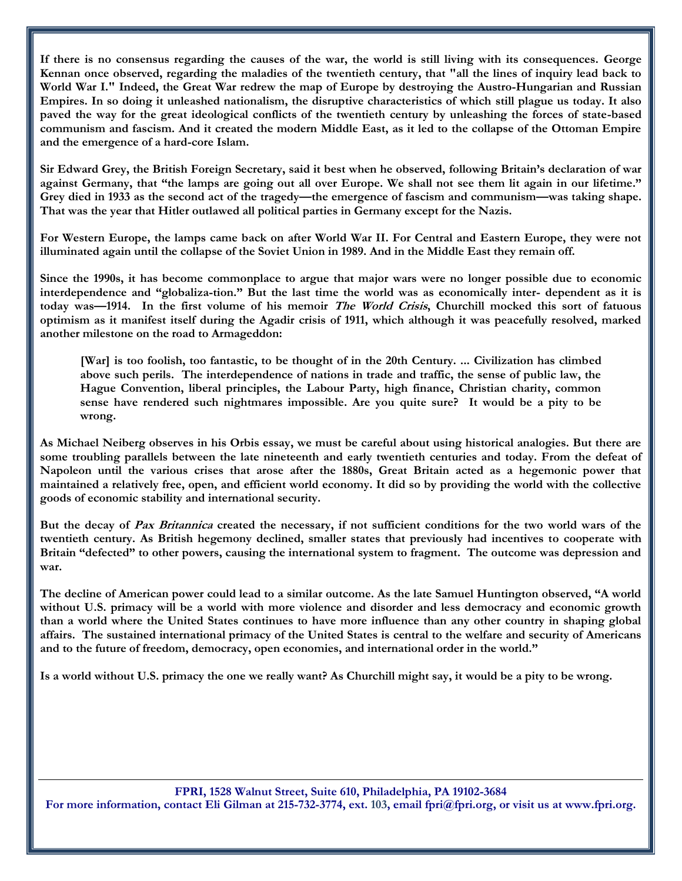**If there is no consensus regarding the causes of the war, the world is still living with its consequences. George Kennan once observed, regarding the maladies of the twentieth century, that "all the lines of inquiry lead back to World War I." Indeed, the Great War redrew the map of Europe by destroying the Austro-Hungarian and Russian Empires. In so doing it unleashed nationalism, the disruptive characteristics of which still plague us today. It also paved the way for the great ideological conflicts of the twentieth century by unleashing the forces of state-based communism and fascism. And it created the modern Middle East, as it led to the collapse of the Ottoman Empire and the emergence of a hard-core Islam.**

**Sir Edward Grey, the British Foreign Secretary, said it best when he observed, following Britain's declaration of war against Germany, that "the lamps are going out all over Europe. We shall not see them lit again in our lifetime." Grey died in 1933 as the second act of the tragedy—the emergence of fascism and communism—was taking shape. That was the year that Hitler outlawed all political parties in Germany except for the Nazis.**

**For Western Europe, the lamps came back on after World War II. For Central and Eastern Europe, they were not illuminated again until the collapse of the Soviet Union in 1989. And in the Middle East they remain off.**

**Since the 1990s, it has become commonplace to argue that major wars were no longer possible due to economic interdependence and "globaliza-tion." But the last time the world was as economically inter- dependent as it is today was—1914. In the first volume of his memoir *The World Crisis*, Churchill mocked this sort of fatuous optimism as it manifest itself during the Agadir crisis of 1911, which although it was peacefully resolved, marked another milestone on the road to Armageddon:**

> **[War] is too foolish, too fantastic, to be thought of in the 20th Century. ... Civilization has climbed above such perils. The interdependence of nations in trade and traffic, the sense of public law, the Hague Convention, liberal principles, the Labour Party, high finance, Christian charity, common sense have rendered such nightmares impossible. Are you quite sure? It would be a pity to be wrong.**

**As Michael Neiberg observes in his Orbis essay, we must be careful about using historical analogies. But there are some troubling parallels between the late nineteenth and early twentieth centuries and today. From the defeat of Napoleon until the various crises that arose after the 1880s, Great Britain acted as a hegemonic power that maintained a relatively free, open, and efficient world economy. It did so by providing the world with the collective goods of economic stability and international security.**

**But the decay of *Pax Britannica* created the necessary, if not sufficient conditions for the two world wars of the twentieth century. As British hegemony declined, smaller states that previously had incentives to cooperate with Britain "defected" to other powers, causing the international system to fragment. The outcome was depression and war.**

**The decline of American power could lead to a similar outcome. As the late Samuel Huntington observed, "A world without U.S. primacy will be a world with more violence and disorder and less democracy and economic growth than a world where the United States continues to have more influence than any other country in shaping global affairs. The sustained international primacy of the United States is central to the welfare and security of Americans and to the future of freedom, democracy, open economies, and international order in the world."**

**Is a world without U.S. primacy the one we really want? As Churchill might say, it would be a pity to be wrong.**

---

**FPRI, 1528 Walnut Street, Suite 610, Philadelphia, PA 19102-3684**
**For more information, contact Eli Gilman at 215-732-3774, ext. 103, email fpri@fpri.org, or visit us at www.fpri.org.**